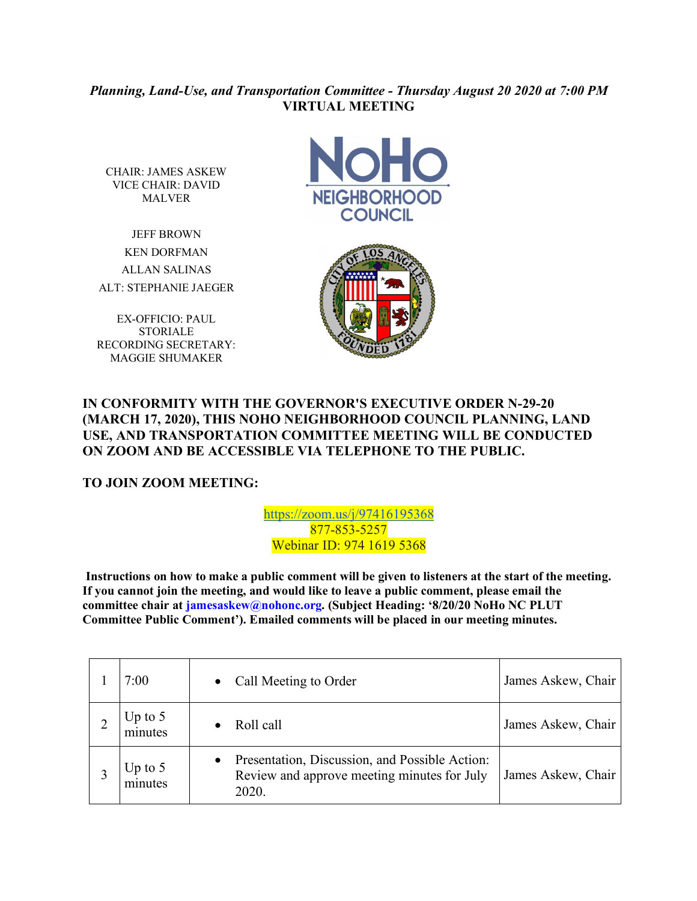*Planning, Land-Use, and Transportation Committee - Thursday August 20 2020 at 7:00 PM*
**VIRTUAL MEETING**

CHAIR: JAMES ASKEW
VICE CHAIR: DAVID MALVER

JEFF BROWN
KEN DORFMAN
ALLAN SALINAS
ALT: STEPHANIE JAEGER

EX-OFFICIO: PAUL STORIALE
RECORDING SECRETARY: MAGGIE SHUMAKER

**IN CONFORMITY WITH THE GOVERNOR'S EXECUTIVE ORDER N-29-20 (MARCH 17, 2020), THIS NOHO NEIGHBORHOOD COUNCIL PLANNING, LAND USE, AND TRANSPORTATION COMMITTEE MEETING WILL BE CONDUCTED ON ZOOM AND BE ACCESSIBLE VIA TELEPHONE TO THE PUBLIC.**

**TO JOIN ZOOM MEETING:**

https://zoom.us/j/97416195368
877-853-5257
Webinar ID: 974 1619 5368

**Instructions on how to make a public comment will be given to listeners at the start of the meeting. If you cannot join the meeting, and would like to leave a public comment, please email the committee chair at jamesaskew@nohonc.org. (Subject Heading: '8/20/20 NoHo NC PLUT Committee Public Comment'). Emailed comments will be placed in our meeting minutes.**

| | | | |
|---|---|---|---|
| 1 | 7:00 | • Call Meeting to Order | James Askew, Chair |
| 2 | Up to 5 minutes | • Roll call | James Askew, Chair |
| 3 | Up to 5 minutes | • Presentation, Discussion, and Possible Action: Review and approve meeting minutes for July 2020. | James Askew, Chair |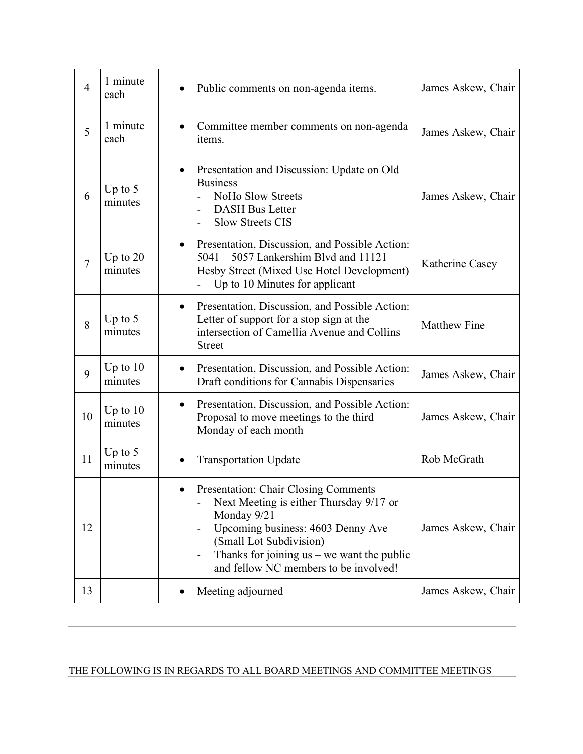| | | | |
|---|---|---|---|
| 4 | 1 minute each | • Public comments on non-agenda items. | James Askew, Chair |
| 5 | 1 minute each | • Committee member comments on non-agenda items. | James Askew, Chair |
| 6 | Up to 5 minutes | • Presentation and Discussion: Update on Old Business<br>- NoHo Slow Streets<br>- DASH Bus Letter<br>- Slow Streets CIS | James Askew, Chair |
| 7 | Up to 20 minutes | • Presentation, Discussion, and Possible Action: 5041 – 5057 Lankershim Blvd and 11121 Hesby Street (Mixed Use Hotel Development)<br>- Up to 10 Minutes for applicant | Katherine Casey |
| 8 | Up to 5 minutes | • Presentation, Discussion, and Possible Action: Letter of support for a stop sign at the intersection of Camellia Avenue and Collins Street | Matthew Fine |
| 9 | Up to 10 minutes | • Presentation, Discussion, and Possible Action: Draft conditions for Cannabis Dispensaries | James Askew, Chair |
| 10 | Up to 10 minutes | • Presentation, Discussion, and Possible Action: Proposal to move meetings to the third Monday of each month | James Askew, Chair |
| 11 | Up to 5 minutes | • Transportation Update | Rob McGrath |
| 12 | | • Presentation: Chair Closing Comments<br>- Next Meeting is either Thursday 9/17 or Monday 9/21<br>- Upcoming business: 4603 Denny Ave (Small Lot Subdivision)<br>- Thanks for joining us – we want the public and fellow NC members to be involved! | James Askew, Chair |
| 13 | | • Meeting adjourned | James Askew, Chair |

---

THE FOLLOWING IS IN REGARDS TO ALL BOARD MEETINGS AND COMMITTEE MEETINGS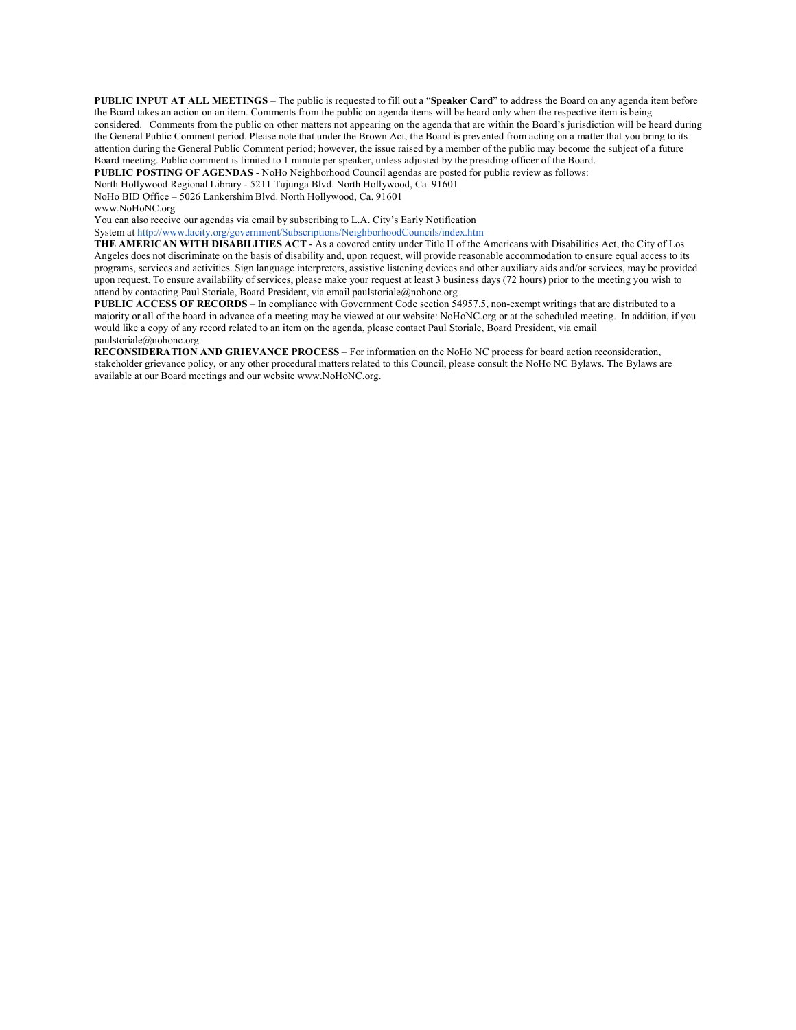**PUBLIC INPUT AT ALL MEETINGS** – The public is requested to fill out a "**Speaker Card**" to address the Board on any agenda item before the Board takes an action on an item. Comments from the public on agenda items will be heard only when the respective item is being considered. Comments from the public on other matters not appearing on the agenda that are within the Board's jurisdiction will be heard during the General Public Comment period. Please note that under the Brown Act, the Board is prevented from acting on a matter that you bring to its attention during the General Public Comment period; however, the issue raised by a member of the public may become the subject of a future Board meeting. Public comment is limited to 1 minute per speaker, unless adjusted by the presiding officer of the Board.

**PUBLIC POSTING OF AGENDAS** - NoHo Neighborhood Council agendas are posted for public review as follows:
North Hollywood Regional Library - 5211 Tujunga Blvd. North Hollywood, Ca. 91601
NoHo BID Office – 5026 Lankershim Blvd. North Hollywood, Ca. 91601
www.NoHoNC.org
You can also receive our agendas via email by subscribing to L.A. City's Early Notification System at http://www.lacity.org/government/Subscriptions/NeighborhoodCouncils/index.htm

**THE AMERICAN WITH DISABILITIES ACT** - As a covered entity under Title II of the Americans with Disabilities Act, the City of Los Angeles does not discriminate on the basis of disability and, upon request, will provide reasonable accommodation to ensure equal access to its programs, services and activities. Sign language interpreters, assistive listening devices and other auxiliary aids and/or services, may be provided upon request. To ensure availability of services, please make your request at least 3 business days (72 hours) prior to the meeting you wish to attend by contacting Paul Storiale, Board President, via email paulstoriale@nohonc.org

**PUBLIC ACCESS OF RECORDS** – In compliance with Government Code section 54957.5, non-exempt writings that are distributed to a majority or all of the board in advance of a meeting may be viewed at our website: NoHoNC.org or at the scheduled meeting. In addition, if you would like a copy of any record related to an item on the agenda, please contact Paul Storiale, Board President, via email paulstoriale@nohonc.org

**RECONSIDERATION AND GRIEVANCE PROCESS** – For information on the NoHo NC process for board action reconsideration, stakeholder grievance policy, or any other procedural matters related to this Council, please consult the NoHo NC Bylaws. The Bylaws are available at our Board meetings and our website www.NoHoNC.org.